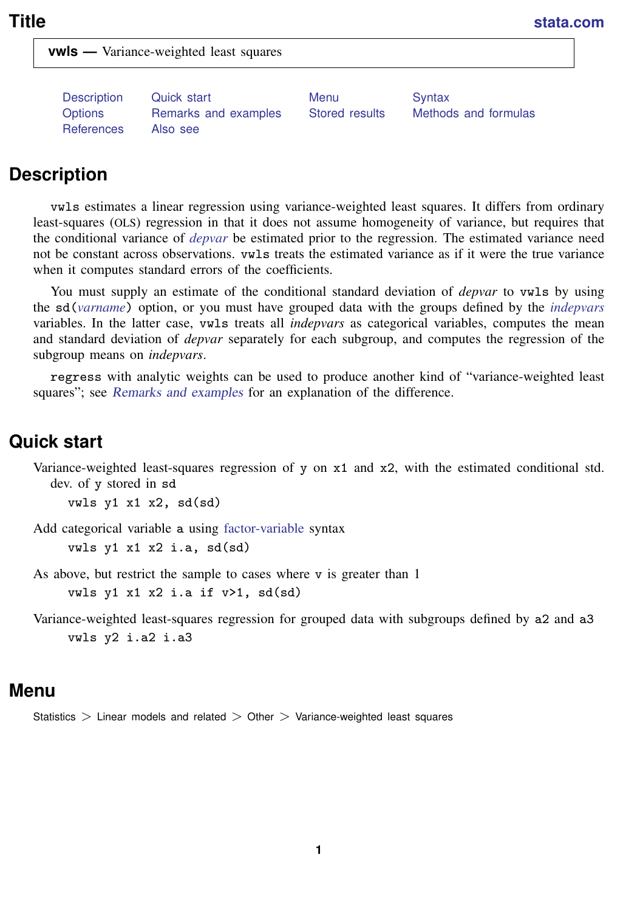# Title

**vwls** — Variance-weighted least squares

Description Quick start Menu Syntax
Options Remarks and examples Stored results Methods and formulas
References Also see

## Description

`vwls` estimates a linear regression using variance-weighted least squares. It differs from ordinary least-squares (OLS) regression in that it does not assume homogeneity of variance, but requires that the conditional variance of *depvar* be estimated prior to the regression. The estimated variance need not be constant across observations. `vwls` treats the estimated variance as if it were the true variance when it computes standard errors of the coefficients.

You must supply an estimate of the conditional standard deviation of *depvar* to `vwls` by using the `sd(`*varname*`)` option, or you must have grouped data with the groups defined by the *indepvars* variables. In the latter case, `vwls` treats all *indepvars* as categorical variables, computes the mean and standard deviation of *depvar* separately for each subgroup, and computes the regression of the subgroup means on *indepvars*.

`regress` with analytic weights can be used to produce another kind of "variance-weighted least squares"; see Remarks and examples for an explanation of the difference.

## Quick start

Variance-weighted least-squares regression of `y` on `x1` and `x2`, with the estimated conditional std. dev. of `y` stored in `sd`

```
vwls y1 x1 x2, sd(sd)
```

Add categorical variable `a` using factor-variable syntax

```
vwls y1 x1 x2 i.a, sd(sd)
```

As above, but restrict the sample to cases where `v` is greater than 1

```
vwls y1 x1 x2 i.a if v>1, sd(sd)
```

Variance-weighted least-squares regression for grouped data with subgroups defined by `a2` and `a3`

```
vwls y2 i.a2 i.a3
```

## Menu

Statistics > Linear models and related > Other > Variance-weighted least squares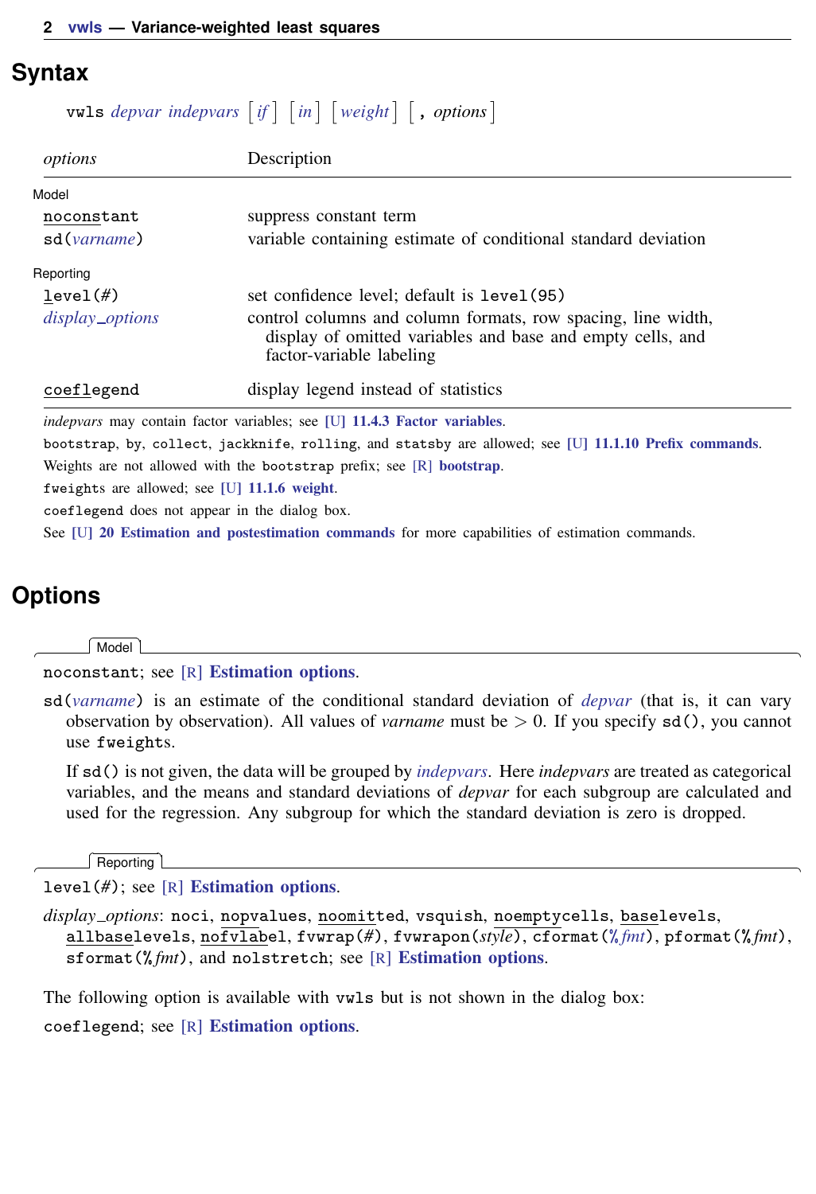## Syntax

```
vwls depvar indepvars [if] [in] [weight] [, options]
```

| *options* | Description |
|---|---|
| Model | |
| noconstant | suppress constant term |
| sd(*varname*) | variable containing estimate of conditional standard deviation |
| Reporting | |
| level(#) | set confidence level; default is level(95) |
| *display_options* | control columns and column formats, row spacing, line width, display of omitted variables and base and empty cells, and factor-variable labeling |
| coeflegend | display legend instead of statistics |

*indepvars* may contain factor variables; see [U] **11.4.3 Factor variables**.

bootstrap, by, collect, jackknife, rolling, and statsby are allowed; see [U] **11.1.10 Prefix commands**.

Weights are not allowed with the bootstrap prefix; see [R] **bootstrap**.

fweights are allowed; see [U] **11.1.6 weight**.

coeflegend does not appear in the dialog box.

See [U] **20 Estimation and postestimation commands** for more capabilities of estimation commands.

## Options

### Model

noconstant; see [R] **Estimation options**.

sd(*varname*) is an estimate of the conditional standard deviation of *depvar* (that is, it can vary observation by observation). All values of *varname* must be > 0. If you specify sd(), you cannot use fweights.

If sd() is not given, the data will be grouped by *indepvars*. Here *indepvars* are treated as categorical variables, and the means and standard deviations of *depvar* for each subgroup are calculated and used for the regression. Any subgroup for which the standard deviation is zero is dropped.

### Reporting

level(#); see [R] **Estimation options**.

*display_options*: noci, nopvalues, noomitted, vsquish, noemptycells, baselevels, allbaselevels, nofvlabel, fvwrap(#), fvwrapon(*style*), cformat(%*fmt*), pformat(%*fmt*), sformat(%*fmt*), and nolstretch; see [R] **Estimation options**.

The following option is available with vwls but is not shown in the dialog box:

coeflegend; see [R] **Estimation options**.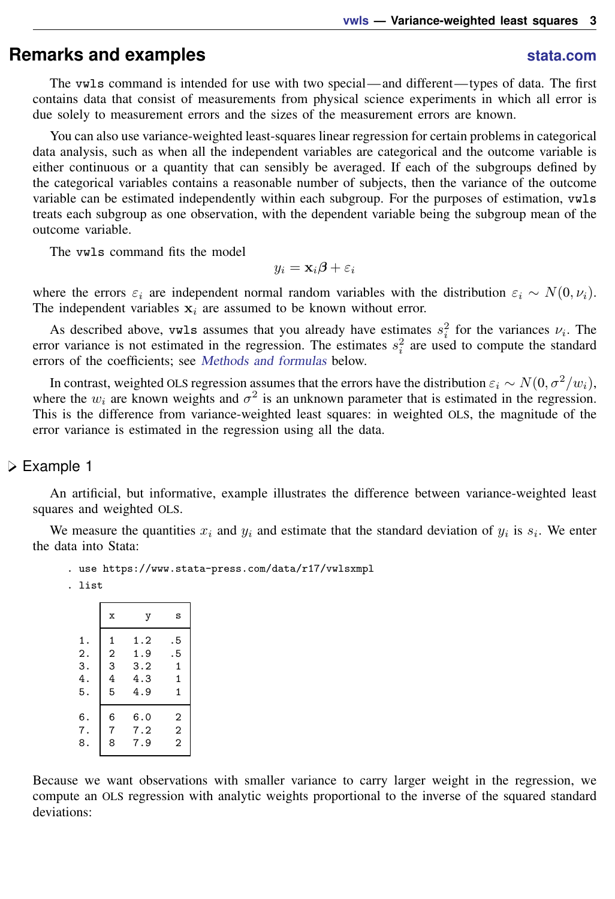## Remarks and examples

stata.com

The vwls command is intended for use with two special—and different—types of data. The first contains data that consist of measurements from physical science experiments in which all error is due solely to measurement errors and the sizes of the measurement errors are known.

You can also use variance-weighted least-squares linear regression for certain problems in categorical data analysis, such as when all the independent variables are categorical and the outcome variable is either continuous or a quantity that can sensibly be averaged. If each of the subgroups defined by the categorical variables contains a reasonable number of subjects, then the variance of the outcome variable can be estimated independently within each subgroup. For the purposes of estimation, vwls treats each subgroup as one observation, with the dependent variable being the subgroup mean of the outcome variable.

The vwls command fits the model

$$y_i = \mathbf{x}_i\boldsymbol{\beta} + \varepsilon_i$$

where the errors $\varepsilon_i$ are independent normal random variables with the distribution $\varepsilon_i \sim N(0, \nu_i)$. The independent variables $\mathbf{x}_i$ are assumed to be known without error.

As described above, vwls assumes that you already have estimates $s_i^2$ for the variances $\nu_i$. The error variance is not estimated in the regression. The estimates $s_i^2$ are used to compute the standard errors of the coefficients; see *Methods and formulas* below.

In contrast, weighted OLS regression assumes that the errors have the distribution $\varepsilon_i \sim N(0, \sigma^2/w_i)$, where the $w_i$ are known weights and $\sigma^2$ is an unknown parameter that is estimated in the regression. This is the difference from variance-weighted least squares: in weighted OLS, the magnitude of the error variance is estimated in the regression using all the data.

### Example 1

An artificial, but informative, example illustrates the difference between variance-weighted least squares and weighted OLS.

We measure the quantities $x_i$ and $y_i$ and estimate that the standard deviation of $y_i$ is $s_i$. We enter the data into Stata:

```
. use https://www.stata-press.com/data/r17/vwlsxmpl
. list
```

|  | x | y | s |
|---|---|---|---|
| 1. | 1 | 1.2 | .5 |
| 2. | 2 | 1.9 | .5 |
| 3. | 3 | 3.2 | 1 |
| 4. | 4 | 4.3 | 1 |
| 5. | 5 | 4.9 | 1 |
| 6. | 6 | 6.0 | 2 |
| 7. | 7 | 7.2 | 2 |
| 8. | 8 | 7.9 | 2 |

Because we want observations with smaller variance to carry larger weight in the regression, we compute an OLS regression with analytic weights proportional to the inverse of the squared standard deviations: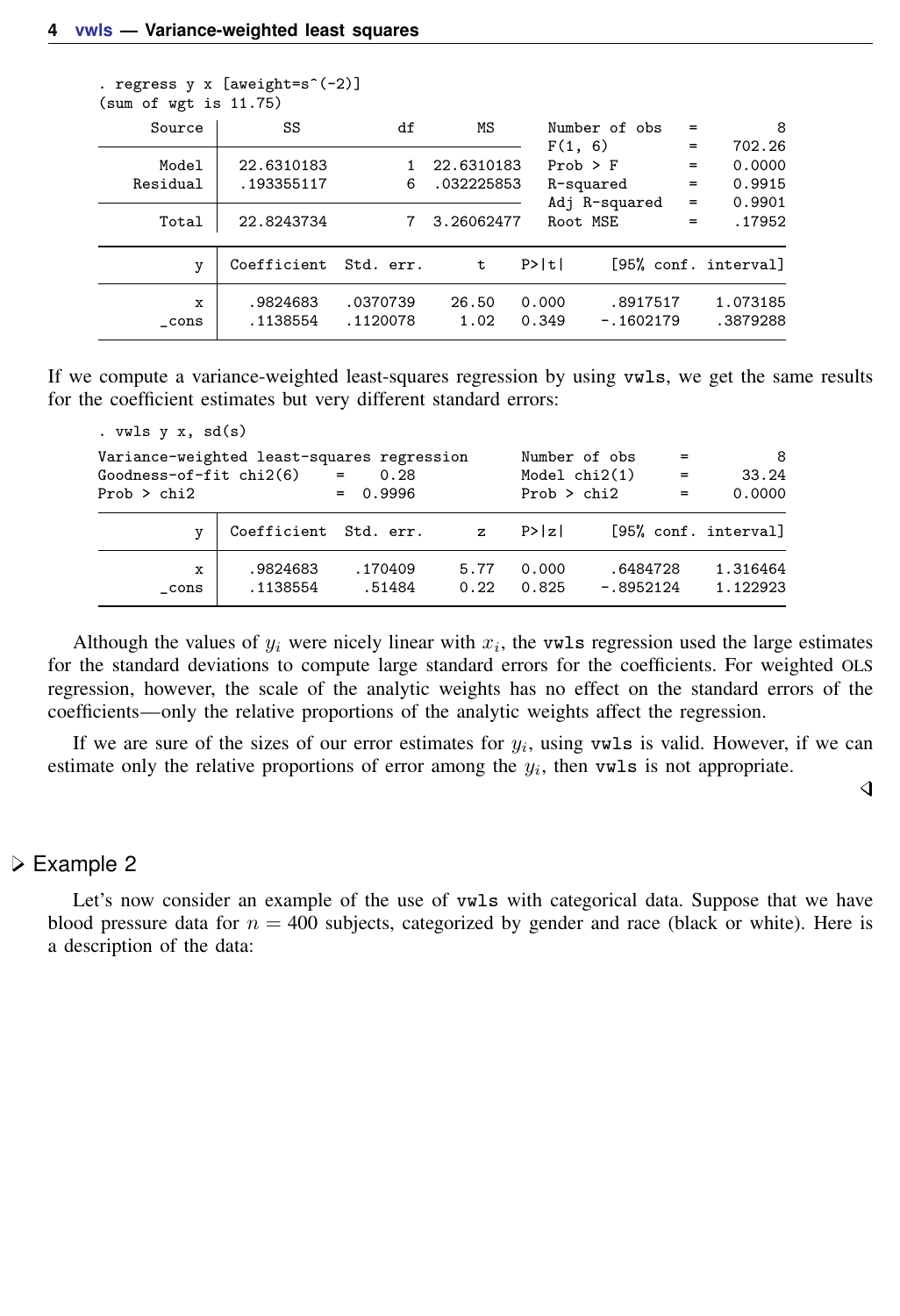```
. regress y x [aweight=s^(-2)]
(sum of wgt is 11.75)

      Source |       SS           df       MS      Number of obs   =         8
-------------+----------------------------------   F(1, 6)         =    702.26
       Model |  22.6310183         1  22.6310183   Prob > F        =    0.0000
    Residual |  .193355117         6  .032225853   R-squared       =    0.9915
-------------+----------------------------------   Adj R-squared   =    0.9901
       Total |  22.8243734         7  3.26062477   Root MSE        =    .17952

------------------------------------------------------------------------------
           y | Coefficient  Std. err.      t    P>|t|     [95% conf. interval]
-------------+----------------------------------------------------------------
           x |   .9824683   .0370739    26.50   0.000     .8917517    1.073185
       _cons |   .1138554   .1120078     1.02   0.349    -.1602179    .3879288
------------------------------------------------------------------------------
```

If we compute a variance-weighted least-squares regression by using `vwls`, we get the same results for the coefficient estimates but very different standard errors:

```
. vwls y x, sd(s)

Variance-weighted least-squares regression          Number of obs   =        8
Goodness-of-fit chi2(6)     =    0.28               Model chi2(1)   =    33.24
Prob > chi2                 =  0.9996               Prob > chi2     =   0.0000

------------------------------------------------------------------------------
           y | Coefficient  Std. err.      z    P>|z|     [95% conf. interval]
-------------+----------------------------------------------------------------
           x |   .9824683    .170409     5.77   0.000     .6484728    1.316464
       _cons |   .1138554     .51484     0.22   0.825    -.8952124    1.122923
------------------------------------------------------------------------------
```

Although the values of $y_i$ were nicely linear with $x_i$, the `vwls` regression used the large estimates for the standard deviations to compute large standard errors for the coefficients. For weighted OLS regression, however, the scale of the analytic weights has no effect on the standard errors of the coefficients—only the relative proportions of the analytic weights affect the regression.

If we are sure of the sizes of our error estimates for $y_i$, using `vwls` is valid. However, if we can estimate only the relative proportions of error among the $y_i$, then `vwls` is not appropriate.

◁

### ▷ Example 2

Let's now consider an example of the use of `vwls` with categorical data. Suppose that we have blood pressure data for $n = 400$ subjects, categorized by gender and race (black or white). Here is a description of the data: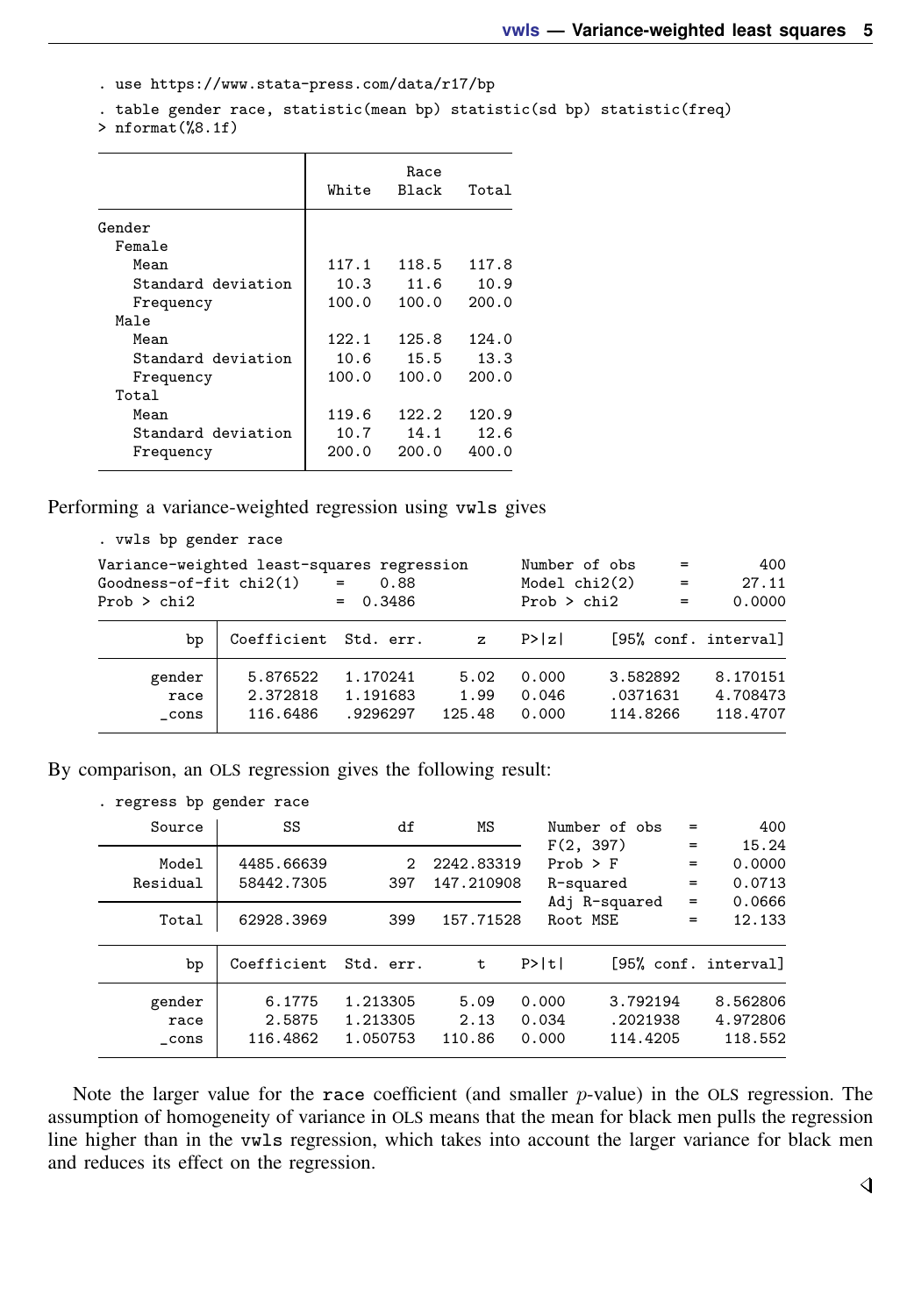```
. use https://www.stata-press.com/data/r17/bp

. table gender race, statistic(mean bp) statistic(sd bp) statistic(freq)
> nformat(%8.1f)
```

```
----------------------------------------------
                     |          Race
                     |   White   Black   Total
---------------------+------------------------
Gender               |
  Female             |
    Mean             |   117.1   118.5   117.8
    Standard deviation|   10.3    11.6    10.9
    Frequency        |   100.0   100.0   200.0
  Male               |
    Mean             |   122.1   125.8   124.0
    Standard deviation|   10.6    15.5    13.3
    Frequency        |   100.0   100.0   200.0
  Total              |
    Mean             |   119.6   122.2   120.9
    Standard deviation|   10.7    14.1    12.6
    Frequency        |   200.0   200.0   400.0
----------------------------------------------
```

Performing a variance-weighted regression using `vwls` gives

```
. vwls bp gender race

Variance-weighted least-squares regression           Number of obs   =     400
Goodness-of-fit chi2(1)   =     0.88                 Model chi2(2)   =   27.11
Prob > chi2               =   0.3486                 Prob > chi2     =  0.0000

------------------------------------------------------------------------------
          bp | Coefficient  Std. err.      z    P>|z|     [95% conf. interval]
-------------+----------------------------------------------------------------
      gender |   5.876522   1.170241     5.02   0.000     3.582892    8.170151
        race |   2.372818   1.191683     1.99   0.046     .0371631    4.708473
       _cons |   116.6486   .9296297   125.48   0.000     114.8266    118.4707
------------------------------------------------------------------------------
```

By comparison, an OLS regression gives the following result:

```
. regress bp gender race

      Source |       SS           df       MS      Number of obs   =       400
-------------+----------------------------------   F(2, 397)       =     15.24
       Model |  4485.66639         2  2242.83319   Prob > F        =    0.0000
    Residual |  58442.7305       397  147.210908   R-squared       =    0.0713
-------------+----------------------------------   Adj R-squared   =    0.0666
       Total |  62928.3969       399   157.71528   Root MSE        =    12.133

------------------------------------------------------------------------------
          bp | Coefficient  Std. err.      t    P>|t|     [95% conf. interval]
-------------+----------------------------------------------------------------
      gender |     6.1775   1.213305     5.09   0.000     3.792194    8.562806
        race |     2.5875   1.213305     2.13   0.034     .2021938    4.972806
       _cons |   116.4862   1.050753   110.86   0.000     114.4205     118.552
------------------------------------------------------------------------------
```

Note the larger value for the `race` coefficient (and smaller $p$-value) in the OLS regression. The assumption of homogeneity of variance in OLS means that the mean for black men pulls the regression line higher than in the `vwls` regression, which takes into account the larger variance for black men and reduces its effect on the regression.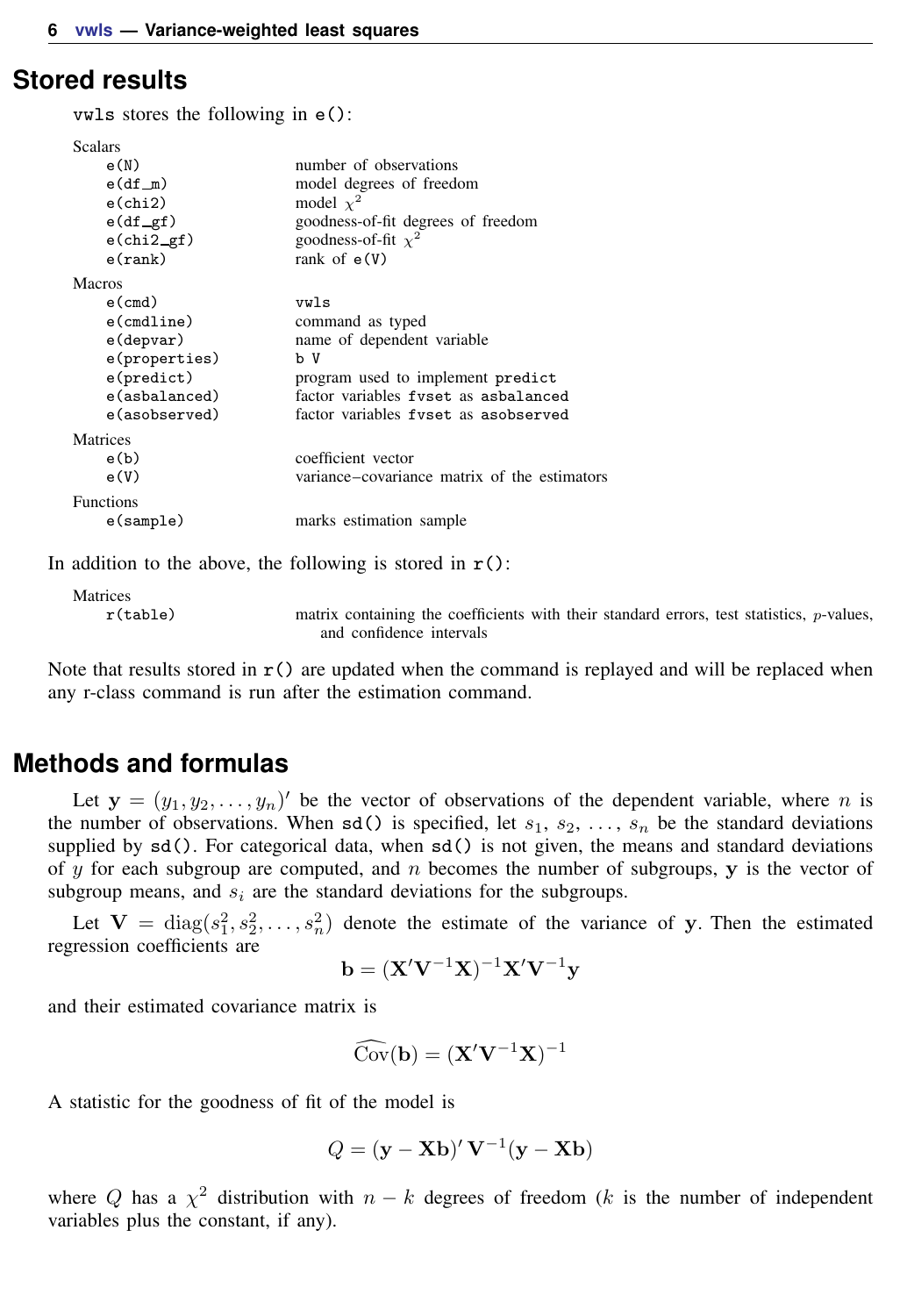## Stored results

vwls stores the following in e():

Scalars

| | |
|---|---|
| e(N) | number of observations |
| e(df_m) | model degrees of freedom |
| e(chi2) | model $\chi^2$ |
| e(df_gf) | goodness-of-fit degrees of freedom |
| e(chi2_gf) | goodness-of-fit $\chi^2$ |
| e(rank) | rank of e(V) |

Macros

| | |
|---|---|
| e(cmd) | vwls |
| e(cmdline) | command as typed |
| e(depvar) | name of dependent variable |
| e(properties) | b V |
| e(predict) | program used to implement predict |
| e(asbalanced) | factor variables fvset as asbalanced |
| e(asobserved) | factor variables fvset as asobserved |

Matrices

| | |
|---|---|
| e(b) | coefficient vector |
| e(V) | variance–covariance matrix of the estimators |

Functions

| | |
|---|---|
| e(sample) | marks estimation sample |

In addition to the above, the following is stored in r():

Matrices

| | |
|---|---|
| r(table) | matrix containing the coefficients with their standard errors, test statistics, $p$-values, and confidence intervals |

Note that results stored in r() are updated when the command is replayed and will be replaced when any r-class command is run after the estimation command.

## Methods and formulas

Let $\mathbf{y} = (y_1, y_2, \ldots, y_n)'$ be the vector of observations of the dependent variable, where $n$ is the number of observations. When sd() is specified, let $s_1$, $s_2$, ..., $s_n$ be the standard deviations supplied by sd(). For categorical data, when sd() is not given, the means and standard deviations of $y$ for each subgroup are computed, and $n$ becomes the number of subgroups, $\mathbf{y}$ is the vector of subgroup means, and $s_i$ are the standard deviations for the subgroups.

Let $\mathbf{V} = \text{diag}(s_1^2, s_2^2, \ldots, s_n^2)$ denote the estimate of the variance of $\mathbf{y}$. Then the estimated regression coefficients are

$$\mathbf{b} = (\mathbf{X}'\mathbf{V}^{-1}\mathbf{X})^{-1}\mathbf{X}'\mathbf{V}^{-1}\mathbf{y}$$

and their estimated covariance matrix is

$$\widehat{\text{Cov}}(\mathbf{b}) = (\mathbf{X}'\mathbf{V}^{-1}\mathbf{X})^{-1}$$

A statistic for the goodness of fit of the model is

$$Q = (\mathbf{y} - \mathbf{X}\mathbf{b})'\,\mathbf{V}^{-1}(\mathbf{y} - \mathbf{X}\mathbf{b})$$

where $Q$ has a $\chi^2$ distribution with $n - k$ degrees of freedom ($k$ is the number of independent variables plus the constant, if any).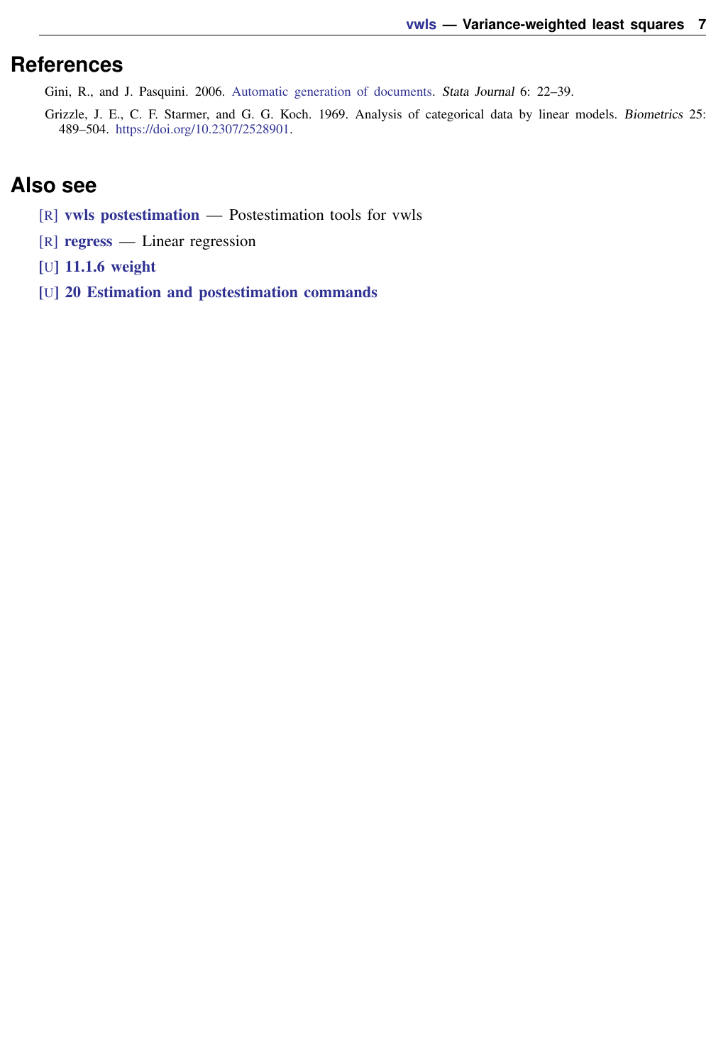## References

Gini, R., and J. Pasquini. 2006. Automatic generation of documents. *Stata Journal* 6: 22–39.

Grizzle, J. E., C. F. Starmer, and G. G. Koch. 1969. Analysis of categorical data by linear models. *Biometrics* 25: 489–504. https://doi.org/10.2307/2528901.

## Also see

[R] **vwls postestimation** — Postestimation tools for vwls

[R] **regress** — Linear regression

**[U] 11.1.6 weight**

**[U] 20 Estimation and postestimation commands**